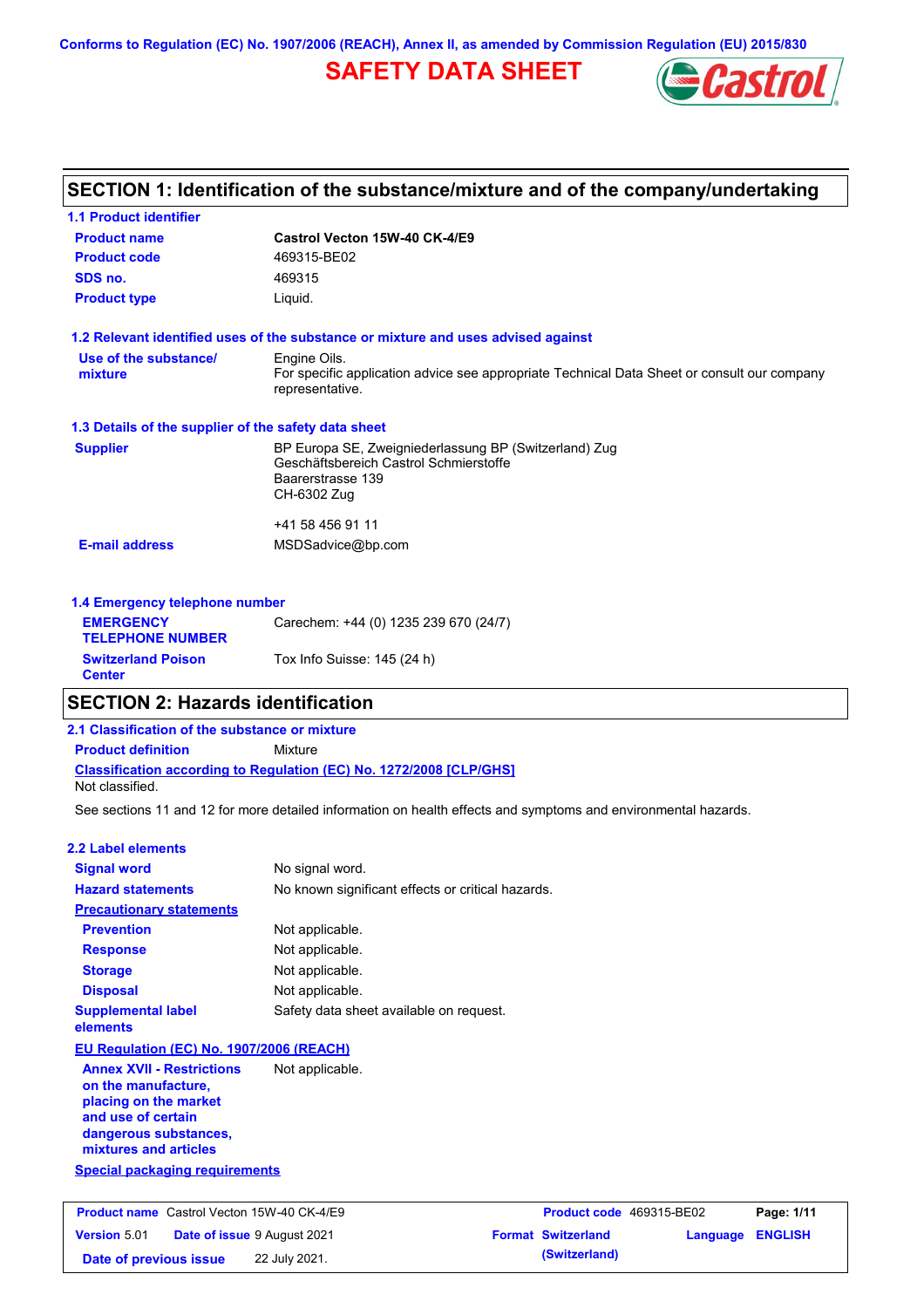Conforms to Regulation (EC) No. 1907/2006 (REACH), Annex II, as amended by Commission Regulation (EU) 2015/830

# SAFETY DATA SHEET

## SECTION 1: Identification of the substance/mixture and of the company/undertaking

### 1.1 Product identifier

| | |
|---|---|
| **Product name** | **Castrol Vecton 15W-40 CK-4/E9** |
| **Product code** | 469315-BE02 |
| **SDS no.** | 469315 |
| **Product type** | Liquid. |

### 1.2 Relevant identified uses of the substance or mixture and uses advised against

| | |
|---|---|
| **Use of the substance/ mixture** | Engine Oils. For specific application advice see appropriate Technical Data Sheet or consult our company representative. |

### 1.3 Details of the supplier of the safety data sheet

| | |
|---|---|
| **Supplier** | BP Europa SE, Zweigniederlassung BP (Switzerland) Zug<br>Geschäftsbereich Castrol Schmierstoffe<br>Baarerstrasse 139<br>CH-6302 Zug<br><br>+41 58 456 91 11 |
| **E-mail address** | MSDSadvice@bp.com |

### 1.4 Emergency telephone number

| | |
|---|---|
| **EMERGENCY TELEPHONE NUMBER** | Carechem: +44 (0) 1235 239 670 (24/7) |
| **Switzerland Poison Center** | Tox Info Suisse: 145 (24 h) |

## SECTION 2: Hazards identification

### 2.1 Classification of the substance or mixture

**Product definition** Mixture

**Classification according to Regulation (EC) No. 1272/2008 [CLP/GHS]**

Not classified.

See sections 11 and 12 for more detailed information on health effects and symptoms and environmental hazards.

### 2.2 Label elements

| | |
|---|---|
| **Signal word** | No signal word. |
| **Hazard statements** | No known significant effects or critical hazards. |
| **Precautionary statements** | |
| **Prevention** | Not applicable. |
| **Response** | Not applicable. |
| **Storage** | Not applicable. |
| **Disposal** | Not applicable. |
| **Supplemental label elements** | Safety data sheet available on request. |

**EU Regulation (EC) No. 1907/2006 (REACH)**

| | |
|---|---|
| **Annex XVII - Restrictions on the manufacture, placing on the market and use of certain dangerous substances, mixtures and articles** | Not applicable. |

**Special packaging requirements**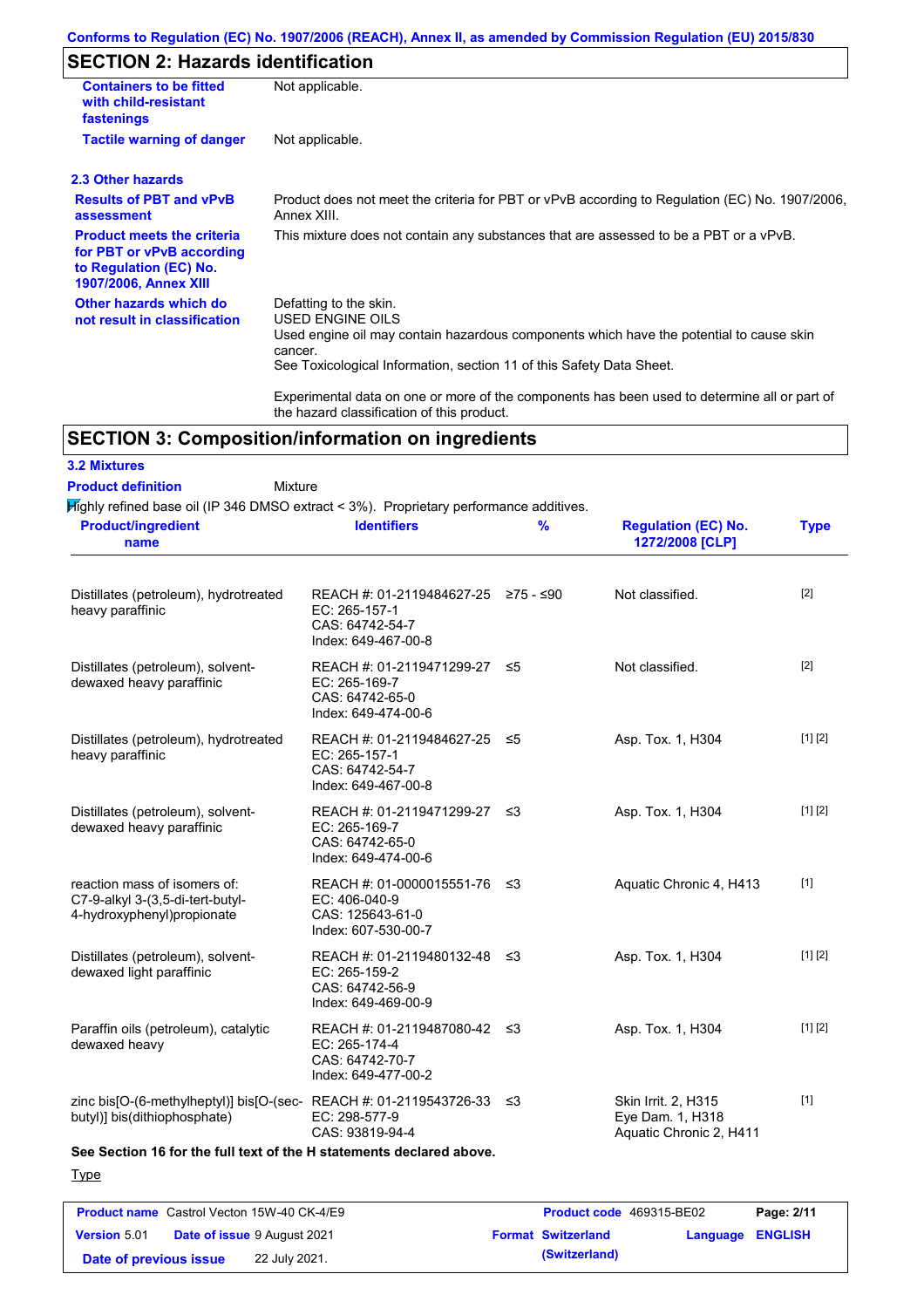Conforms to Regulation (EC) No. 1907/2006 (REACH), Annex II, as amended by Commission Regulation (EU) 2015/830

## SECTION 2: Hazards identification

| | |
|---|---|
| **Containers to be fitted with child-resistant fastenings** | Not applicable. |
| **Tactile warning of danger** | Not applicable. |

### 2.3 Other hazards

| | |
|---|---|
| **Results of PBT and vPvB assessment** | Product does not meet the criteria for PBT or vPvB according to Regulation (EC) No. 1907/2006, Annex XIII. |
| **Product meets the criteria for PBT or vPvB according to Regulation (EC) No. 1907/2006, Annex XIII** | This mixture does not contain any substances that are assessed to be a PBT or a vPvB. |
| **Other hazards which do not result in classification** | Defatting to the skin.<br>USED ENGINE OILS<br>Used engine oil may contain hazardous components which have the potential to cause skin cancer.<br>See Toxicological Information, section 11 of this Safety Data Sheet.<br><br>Experimental data on one or more of the components has been used to determine all or part of the hazard classification of this product. |

## SECTION 3: Composition/information on ingredients

### 3.2 Mixtures

**Product definition** Mixture

Highly refined base oil (IP 346 DMSO extract < 3%). Proprietary performance additives.

| Product/ingredient name | Identifiers | % | Regulation (EC) No. 1272/2008 [CLP] | Type |
|---|---|---|---|---|
| Distillates (petroleum), hydrotreated heavy paraffinic | REACH #: 01-2119484627-25<br>EC: 265-157-1<br>CAS: 64742-54-7<br>Index: 649-467-00-8 | ≥75 - ≤90 | Not classified. | [2] |
| Distillates (petroleum), solvent-dewaxed heavy paraffinic | REACH #: 01-2119471299-27<br>EC: 265-169-7<br>CAS: 64742-65-0<br>Index: 649-474-00-6 | ≤5 | Not classified. | [2] |
| Distillates (petroleum), hydrotreated heavy paraffinic | REACH #: 01-2119484627-25<br>EC: 265-157-1<br>CAS: 64742-54-7<br>Index: 649-467-00-8 | ≤5 | Asp. Tox. 1, H304 | [1] [2] |
| Distillates (petroleum), solvent-dewaxed heavy paraffinic | REACH #: 01-2119471299-27<br>EC: 265-169-7<br>CAS: 64742-65-0<br>Index: 649-474-00-6 | ≤3 | Asp. Tox. 1, H304 | [1] [2] |
| reaction mass of isomers of: C7-9-alkyl 3-(3,5-di-tert-butyl-4-hydroxyphenyl)propionate | REACH #: 01-0000015551-76<br>EC: 406-040-9<br>CAS: 125643-61-0<br>Index: 607-530-00-7 | ≤3 | Aquatic Chronic 4, H413 | [1] |
| Distillates (petroleum), solvent-dewaxed light paraffinic | REACH #: 01-2119480132-48<br>EC: 265-159-2<br>CAS: 64742-56-9<br>Index: 649-469-00-9 | ≤3 | Asp. Tox. 1, H304 | [1] [2] |
| Paraffin oils (petroleum), catalytic dewaxed heavy | REACH #: 01-2119487080-42<br>EC: 265-174-4<br>CAS: 64742-70-7<br>Index: 649-477-00-2 | ≤3 | Asp. Tox. 1, H304 | [1] [2] |
| zinc bis[O-(6-methylheptyl)] bis[O-(sec-butyl)] bis(dithiophosphate) | REACH #: 01-2119543726-33<br>EC: 298-577-9<br>CAS: 93819-94-4 | ≤3 | Skin Irrit. 2, H315<br>Eye Dam. 1, H318<br>Aquatic Chronic 2, H411 | [1] |

**See Section 16 for the full text of the H statements declared above.**

Type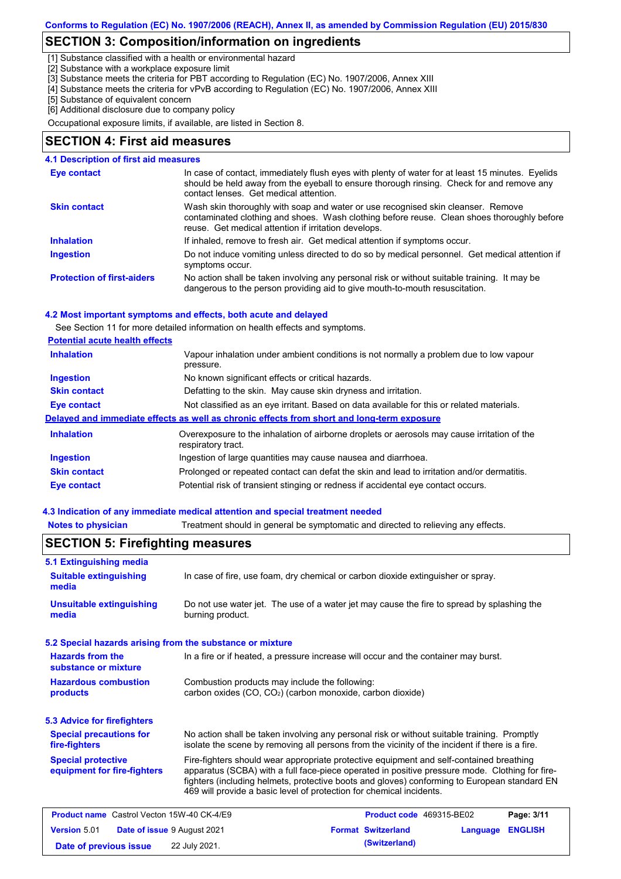## SECTION 3: Composition/information on ingredients

[1] Substance classified with a health or environmental hazard
[2] Substance with a workplace exposure limit
[3] Substance meets the criteria for PBT according to Regulation (EC) No. 1907/2006, Annex XIII
[4] Substance meets the criteria for vPvB according to Regulation (EC) No. 1907/2006, Annex XIII
[5] Substance of equivalent concern
[6] Additional disclosure due to company policy

Occupational exposure limits, if available, are listed in Section 8.

## SECTION 4: First aid measures

### 4.1 Description of first aid measures

| | |
|---|---|
| **Eye contact** | In case of contact, immediately flush eyes with plenty of water for at least 15 minutes. Eyelids should be held away from the eyeball to ensure thorough rinsing. Check for and remove any contact lenses. Get medical attention. |
| **Skin contact** | Wash skin thoroughly with soap and water or use recognised skin cleanser. Remove contaminated clothing and shoes. Wash clothing before reuse. Clean shoes thoroughly before reuse. Get medical attention if irritation develops. |
| **Inhalation** | If inhaled, remove to fresh air. Get medical attention if symptoms occur. |
| **Ingestion** | Do not induce vomiting unless directed to do so by medical personnel. Get medical attention if symptoms occur. |
| **Protection of first-aiders** | No action shall be taken involving any personal risk or without suitable training. It may be dangerous to the person providing aid to give mouth-to-mouth resuscitation. |

### 4.2 Most important symptoms and effects, both acute and delayed

See Section 11 for more detailed information on health effects and symptoms.

**Potential acute health effects**

| | |
|---|---|
| **Inhalation** | Vapour inhalation under ambient conditions is not normally a problem due to low vapour pressure. |
| **Ingestion** | No known significant effects or critical hazards. |
| **Skin contact** | Defatting to the skin. May cause skin dryness and irritation. |
| **Eye contact** | Not classified as an eye irritant. Based on data available for this or related materials. |

**Delayed and immediate effects as well as chronic effects from short and long-term exposure**

| | |
|---|---|
| **Inhalation** | Overexposure to the inhalation of airborne droplets or aerosols may cause irritation of the respiratory tract. |
| **Ingestion** | Ingestion of large quantities may cause nausea and diarrhoea. |
| **Skin contact** | Prolonged or repeated contact can defat the skin and lead to irritation and/or dermatitis. |
| **Eye contact** | Potential risk of transient stinging or redness if accidental eye contact occurs. |

### 4.3 Indication of any immediate medical attention and special treatment needed

| | |
|---|---|
| **Notes to physician** | Treatment should in general be symptomatic and directed to relieving any effects. |

## SECTION 5: Firefighting measures

### 5.1 Extinguishing media

| | |
|---|---|
| **Suitable extinguishing media** | In case of fire, use foam, dry chemical or carbon dioxide extinguisher or spray. |
| **Unsuitable extinguishing media** | Do not use water jet. The use of a water jet may cause the fire to spread by splashing the burning product. |

### 5.2 Special hazards arising from the substance or mixture

| | |
|---|---|
| **Hazards from the substance or mixture** | In a fire or if heated, a pressure increase will occur and the container may burst. |
| **Hazardous combustion products** | Combustion products may include the following: carbon oxides (CO, $CO_2$) (carbon monoxide, carbon dioxide) |

### 5.3 Advice for firefighters

| | |
|---|---|
| **Special precautions for fire-fighters** | No action shall be taken involving any personal risk or without suitable training. Promptly isolate the scene by removing all persons from the vicinity of the incident if there is a fire. |
| **Special protective equipment for fire-fighters** | Fire-fighters should wear appropriate protective equipment and self-contained breathing apparatus (SCBA) with a full face-piece operated in positive pressure mode. Clothing for fire-fighters (including helmets, protective boots and gloves) conforming to European standard EN 469 will provide a basic level of protection for chemical incidents. |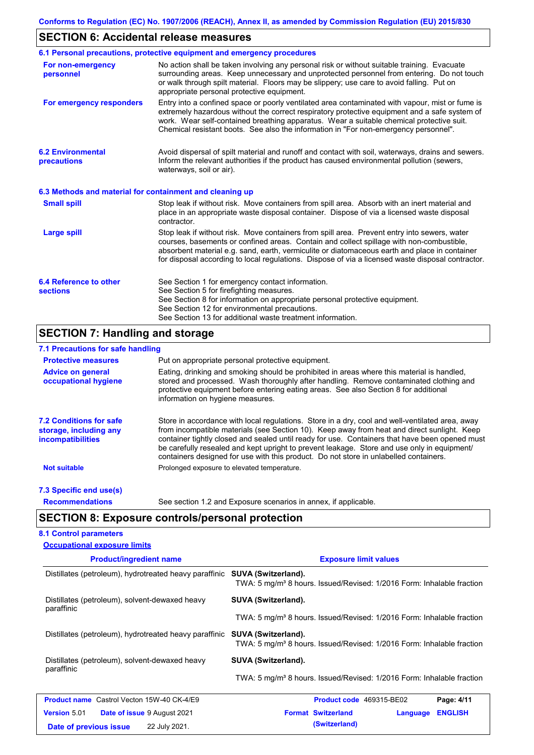## SECTION 6: Accidental release measures

### 6.1 Personal precautions, protective equipment and emergency procedures

**For non-emergency personnel**

No action shall be taken involving any personal risk or without suitable training. Evacuate surrounding areas. Keep unnecessary and unprotected personnel from entering. Do not touch or walk through spilt material. Floors may be slippery; use care to avoid falling. Put on appropriate personal protective equipment.

**For emergency responders**

Entry into a confined space or poorly ventilated area contaminated with vapour, mist or fume is extremely hazardous without the correct respiratory protective equipment and a safe system of work. Wear self-contained breathing apparatus. Wear a suitable chemical protective suit. Chemical resistant boots. See also the information in "For non-emergency personnel".

### 6.2 Environmental precautions

Avoid dispersal of spilt material and runoff and contact with soil, waterways, drains and sewers. Inform the relevant authorities if the product has caused environmental pollution (sewers, waterways, soil or air).

### 6.3 Methods and material for containment and cleaning up

**Small spill**

Stop leak if without risk. Move containers from spill area. Absorb with an inert material and place in an appropriate waste disposal container. Dispose of via a licensed waste disposal contractor.

**Large spill**

Stop leak if without risk. Move containers from spill area. Prevent entry into sewers, water courses, basements or confined areas. Contain and collect spillage with non-combustible, absorbent material e.g. sand, earth, vermiculite or diatomaceous earth and place in container for disposal according to local regulations. Dispose of via a licensed waste disposal contractor.

### 6.4 Reference to other sections

See Section 1 for emergency contact information.
See Section 5 for firefighting measures.
See Section 8 for information on appropriate personal protective equipment.
See Section 12 for environmental precautions.
See Section 13 for additional waste treatment information.

## SECTION 7: Handling and storage

### 7.1 Precautions for safe handling

**Protective measures**

Put on appropriate personal protective equipment.

**Advice on general occupational hygiene**

Eating, drinking and smoking should be prohibited in areas where this material is handled, stored and processed. Wash thoroughly after handling. Remove contaminated clothing and protective equipment before entering eating areas. See also Section 8 for additional information on hygiene measures.

### 7.2 Conditions for safe storage, including any incompatibilities

Store in accordance with local regulations. Store in a dry, cool and well-ventilated area, away from incompatible materials (see Section 10). Keep away from heat and direct sunlight. Keep container tightly closed and sealed until ready for use. Containers that have been opened must be carefully resealed and kept upright to prevent leakage. Store and use only in equipment/ containers designed for use with this product. Do not store in unlabelled containers.

**Not suitable**

Prolonged exposure to elevated temperature.

### 7.3 Specific end use(s)

**Recommendations**

See section 1.2 and Exposure scenarios in annex, if applicable.

## SECTION 8: Exposure controls/personal protection

### 8.1 Control parameters

**Occupational exposure limits**

| Product/ingredient name | Exposure limit values |
|---|---|
| Distillates (petroleum), hydrotreated heavy paraffinic | **SUVA (Switzerland).** TWA: 5 mg/m³ 8 hours. Issued/Revised: 1/2016 Form: Inhalable fraction |
| Distillates (petroleum), solvent-dewaxed heavy paraffinic | **SUVA (Switzerland).** TWA: 5 mg/m³ 8 hours. Issued/Revised: 1/2016 Form: Inhalable fraction |
| Distillates (petroleum), hydrotreated heavy paraffinic | **SUVA (Switzerland).** TWA: 5 mg/m³ 8 hours. Issued/Revised: 1/2016 Form: Inhalable fraction |
| Distillates (petroleum), solvent-dewaxed heavy paraffinic | **SUVA (Switzerland).** TWA: 5 mg/m³ 8 hours. Issued/Revised: 1/2016 Form: Inhalable fraction |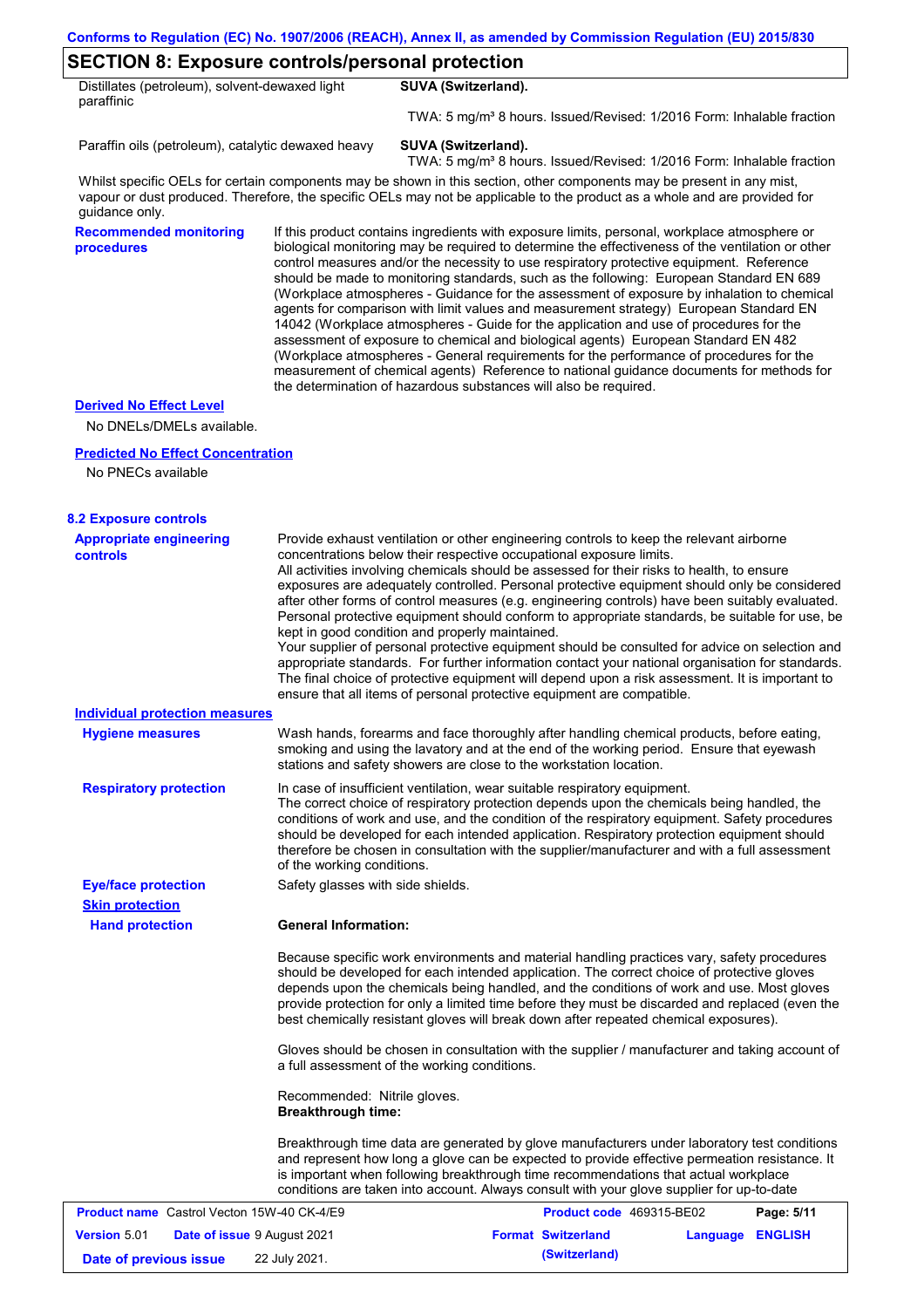## SECTION 8: Exposure controls/personal protection

| | |
|---|---|
| Distillates (petroleum), solvent-dewaxed light paraffinic | **SUVA (Switzerland).** TWA: 5 mg/m³ 8 hours. Issued/Revised: 1/2016 Form: Inhalable fraction |
| Paraffin oils (petroleum), catalytic dewaxed heavy | **SUVA (Switzerland).** TWA: 5 mg/m³ 8 hours. Issued/Revised: 1/2016 Form: Inhalable fraction |

Whilst specific OELs for certain components may be shown in this section, other components may be present in any mist, vapour or dust produced. Therefore, the specific OELs may not be applicable to the product as a whole and are provided for guidance only.

**Recommended monitoring procedures**

If this product contains ingredients with exposure limits, personal, workplace atmosphere or biological monitoring may be required to determine the effectiveness of the ventilation or other control measures and/or the necessity to use respiratory protective equipment. Reference should be made to monitoring standards, such as the following: European Standard EN 689 (Workplace atmospheres - Guidance for the assessment of exposure by inhalation to chemical agents for comparison with limit values and measurement strategy) European Standard EN 14042 (Workplace atmospheres - Guide for the application and use of procedures for the assessment of exposure to chemical and biological agents) European Standard EN 482 (Workplace atmospheres - General requirements for the performance of procedures for the measurement of chemical agents) Reference to national guidance documents for methods for the determination of hazardous substances will also be required.

**Derived No Effect Level**

No DNELs/DMELs available.

**Predicted No Effect Concentration**

No PNECs available

### 8.2 Exposure controls

**Appropriate engineering controls**

Provide exhaust ventilation or other engineering controls to keep the relevant airborne concentrations below their respective occupational exposure limits.
All activities involving chemicals should be assessed for their risks to health, to ensure exposures are adequately controlled. Personal protective equipment should only be considered after other forms of control measures (e.g. engineering controls) have been suitably evaluated. Personal protective equipment should conform to appropriate standards, be suitable for use, be kept in good condition and properly maintained.
Your supplier of personal protective equipment should be consulted for advice on selection and appropriate standards. For further information contact your national organisation for standards.
The final choice of protective equipment will depend upon a risk assessment. It is important to ensure that all items of personal protective equipment are compatible.

**Individual protection measures**

**Hygiene measures**

Wash hands, forearms and face thoroughly after handling chemical products, before eating, smoking and using the lavatory and at the end of the working period. Ensure that eyewash stations and safety showers are close to the workstation location.

**Respiratory protection**

In case of insufficient ventilation, wear suitable respiratory equipment.
The correct choice of respiratory protection depends upon the chemicals being handled, the conditions of work and use, and the condition of the respiratory equipment. Safety procedures should be developed for each intended application. Respiratory protection equipment should therefore be chosen in consultation with the supplier/manufacturer and with a full assessment of the working conditions.

**Eye/face protection**

Safety glasses with side shields.

**Skin protection**

**Hand protection**

**General Information:**

Because specific work environments and material handling practices vary, safety procedures should be developed for each intended application. The correct choice of protective gloves depends upon the chemicals being handled, and the conditions of work and use. Most gloves provide protection for only a limited time before they must be discarded and replaced (even the best chemically resistant gloves will break down after repeated chemical exposures).

Gloves should be chosen in consultation with the supplier / manufacturer and taking account of a full assessment of the working conditions.

Recommended: Nitrile gloves.
**Breakthrough time:**

Breakthrough time data are generated by glove manufacturers under laboratory test conditions and represent how long a glove can be expected to provide effective permeation resistance. It is important when following breakthrough time recommendations that actual workplace conditions are taken into account. Always consult with your glove supplier for up-to-date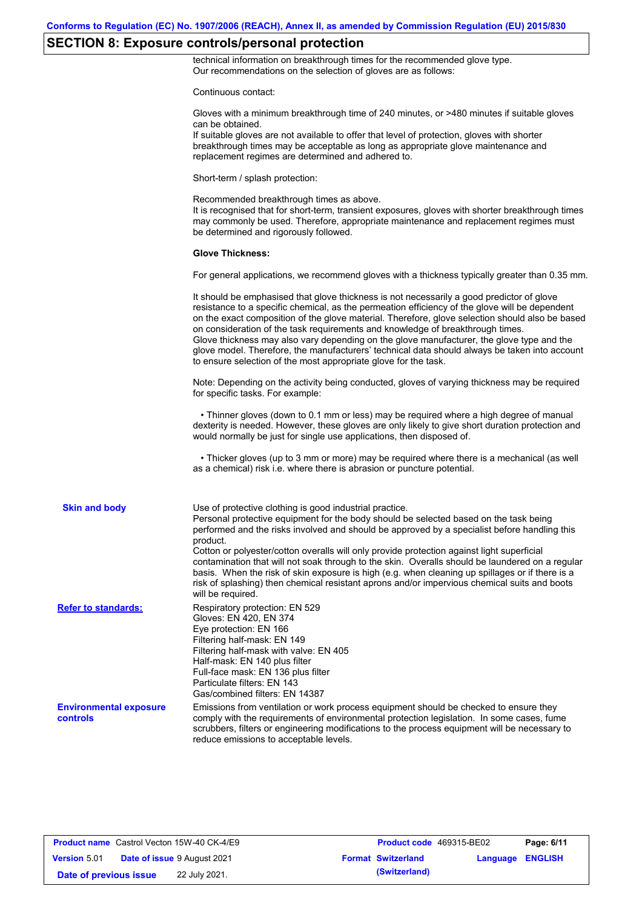## SECTION 8: Exposure controls/personal protection

technical information on breakthrough times for the recommended glove type.
Our recommendations on the selection of gloves are as follows:

Continuous contact:

Gloves with a minimum breakthrough time of 240 minutes, or >480 minutes if suitable gloves can be obtained.
If suitable gloves are not available to offer that level of protection, gloves with shorter breakthrough times may be acceptable as long as appropriate glove maintenance and replacement regimes are determined and adhered to.

Short-term / splash protection:

Recommended breakthrough times as above.
It is recognised that for short-term, transient exposures, gloves with shorter breakthrough times may commonly be used. Therefore, appropriate maintenance and replacement regimes must be determined and rigorously followed.

**Glove Thickness:**

For general applications, we recommend gloves with a thickness typically greater than 0.35 mm.

It should be emphasised that glove thickness is not necessarily a good predictor of glove resistance to a specific chemical, as the permeation efficiency of the glove will be dependent on the exact composition of the glove material. Therefore, glove selection should also be based on consideration of the task requirements and knowledge of breakthrough times.
Glove thickness may also vary depending on the glove manufacturer, the glove type and the glove model. Therefore, the manufacturers' technical data should always be taken into account to ensure selection of the most appropriate glove for the task.

Note: Depending on the activity being conducted, gloves of varying thickness may be required for specific tasks. For example:

- Thinner gloves (down to 0.1 mm or less) may be required where a high degree of manual dexterity is needed. However, these gloves are only likely to give short duration protection and would normally be just for single use applications, then disposed of.

- Thicker gloves (up to 3 mm or more) may be required where there is a mechanical (as well as a chemical) risk i.e. where there is abrasion or puncture potential.

**Skin and body**

Use of protective clothing is good industrial practice.
Personal protective equipment for the body should be selected based on the task being performed and the risks involved and should be approved by a specialist before handling this product.
Cotton or polyester/cotton overalls will only provide protection against light superficial contamination that will not soak through to the skin. Overalls should be laundered on a regular basis. When the risk of skin exposure is high (e.g. when cleaning up spillages or if there is a risk of splashing) then chemical resistant aprons and/or impervious chemical suits and boots will be required.

**Refer to standards:**

Respiratory protection: EN 529
Gloves: EN 420, EN 374
Eye protection: EN 166
Filtering half-mask: EN 149
Filtering half-mask with valve: EN 405
Half-mask: EN 140 plus filter
Full-face mask: EN 136 plus filter
Particulate filters: EN 143
Gas/combined filters: EN 14387

**Environmental exposure controls**

Emissions from ventilation or work process equipment should be checked to ensure they comply with the requirements of environmental protection legislation. In some cases, fume scrubbers, filters or engineering modifications to the process equipment will be necessary to reduce emissions to acceptable levels.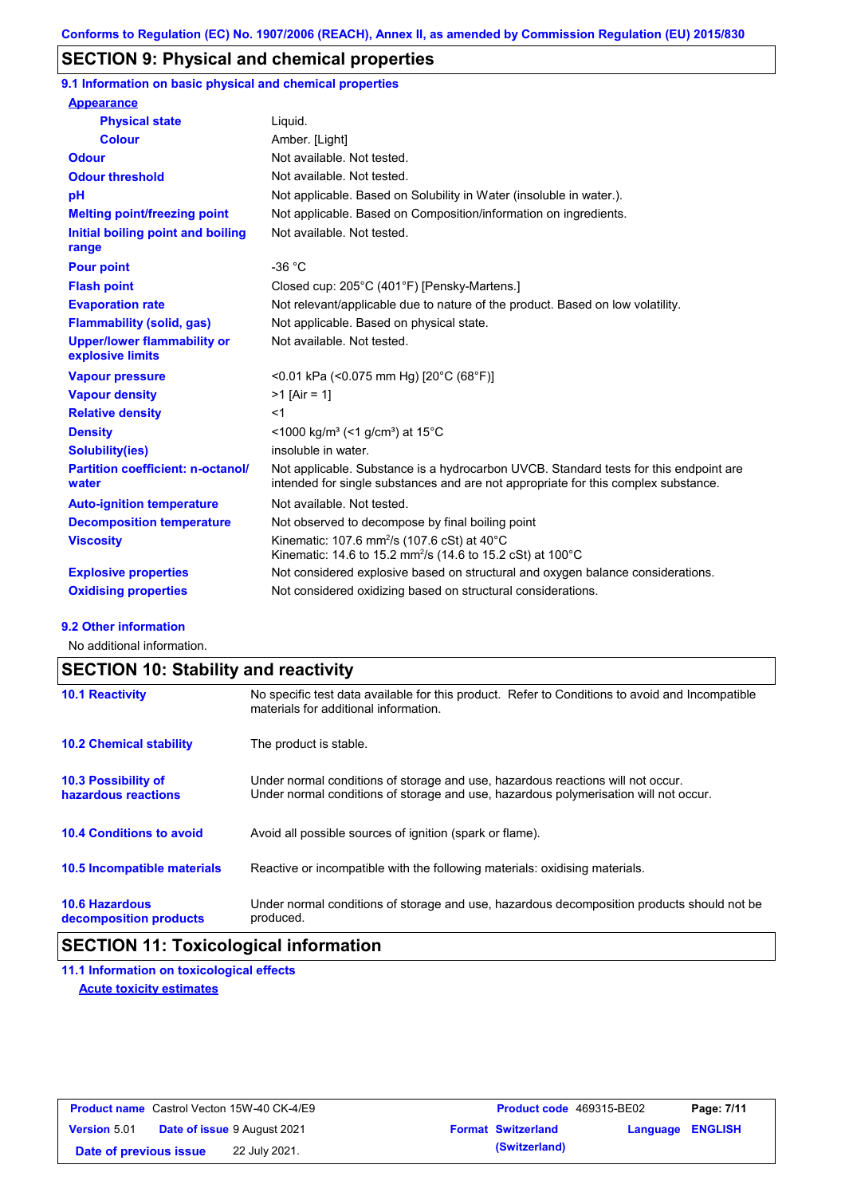Conforms to Regulation (EC) No. 1907/2006 (REACH), Annex II, as amended by Commission Regulation (EU) 2015/830

## SECTION 9: Physical and chemical properties

### 9.1 Information on basic physical and chemical properties

| | |
|---|---|
| **Appearance** | |
| **Physical state** | Liquid. |
| **Colour** | Amber. [Light] |
| **Odour** | Not available. Not tested. |
| **Odour threshold** | Not available. Not tested. |
| **pH** | Not applicable. Based on Solubility in Water (insoluble in water.). |
| **Melting point/freezing point** | Not applicable. Based on Composition/information on ingredients. |
| **Initial boiling point and boiling range** | Not available. Not tested. |
| **Pour point** | -36 °C |
| **Flash point** | Closed cup: 205°C (401°F) [Pensky-Martens.] |
| **Evaporation rate** | Not relevant/applicable due to nature of the product. Based on low volatility. |
| **Flammability (solid, gas)** | Not applicable. Based on physical state. |
| **Upper/lower flammability or explosive limits** | Not available. Not tested. |
| **Vapour pressure** | <0.01 kPa (<0.075 mm Hg) [20°C (68°F)] |
| **Vapour density** | >1 [Air = 1] |
| **Relative density** | <1 |
| **Density** | <1000 kg/m³ (<1 g/cm³) at 15°C |
| **Solubility(ies)** | insoluble in water. |
| **Partition coefficient: n-octanol/ water** | Not applicable. Substance is a hydrocarbon UVCB. Standard tests for this endpoint are intended for single substances and are not appropriate for this complex substance. |
| **Auto-ignition temperature** | Not available. Not tested. |
| **Decomposition temperature** | Not observed to decompose by final boiling point |
| **Viscosity** | Kinematic: 107.6 mm²/s (107.6 cSt) at 40°C<br>Kinematic: 14.6 to 15.2 mm²/s (14.6 to 15.2 cSt) at 100°C |
| **Explosive properties** | Not considered explosive based on structural and oxygen balance considerations. |
| **Oxidising properties** | Not considered oxidizing based on structural considerations. |

### 9.2 Other information

No additional information.

## SECTION 10: Stability and reactivity

| | |
|---|---|
| **10.1 Reactivity** | No specific test data available for this product. Refer to Conditions to avoid and Incompatible materials for additional information. |
| **10.2 Chemical stability** | The product is stable. |
| **10.3 Possibility of hazardous reactions** | Under normal conditions of storage and use, hazardous reactions will not occur.<br>Under normal conditions of storage and use, hazardous polymerisation will not occur. |
| **10.4 Conditions to avoid** | Avoid all possible sources of ignition (spark or flame). |
| **10.5 Incompatible materials** | Reactive or incompatible with the following materials: oxidising materials. |
| **10.6 Hazardous decomposition products** | Under normal conditions of storage and use, hazardous decomposition products should not be produced. |

## SECTION 11: Toxicological information

### 11.1 Information on toxicological effects

**Acute toxicity estimates**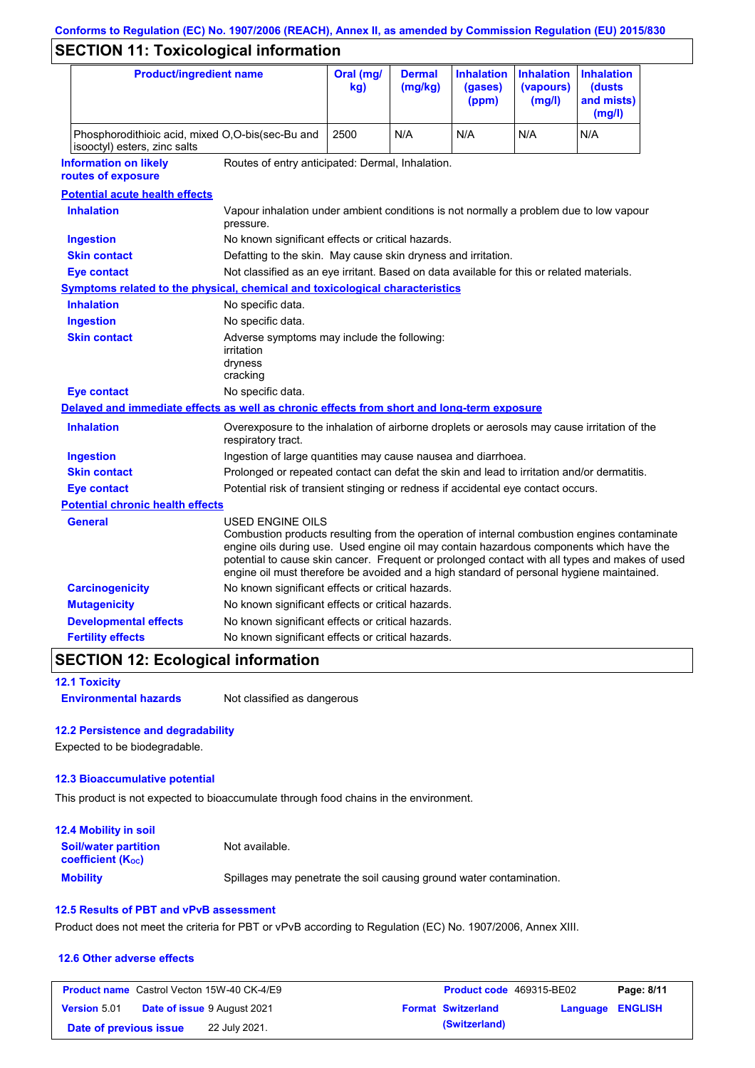## SECTION 11: Toxicological information

| Product/ingredient name | Oral (mg/kg) | Dermal (mg/kg) | Inhalation (gases) (ppm) | Inhalation (vapours) (mg/l) | Inhalation (dusts and mists) (mg/l) |
|---|---|---|---|---|---|
| Phosphorodithioic acid, mixed O,O-bis(sec-Bu and isooctyl) esters, zinc salts | 2500 | N/A | N/A | N/A | N/A |

**Information on likely routes of exposure**: Routes of entry anticipated: Dermal, Inhalation.

**Potential acute health effects**

**Inhalation**: Vapour inhalation under ambient conditions is not normally a problem due to low vapour pressure.

**Ingestion**: No known significant effects or critical hazards.

**Skin contact**: Defatting to the skin. May cause skin dryness and irritation.

**Eye contact**: Not classified as an eye irritant. Based on data available for this or related materials.

**Symptoms related to the physical, chemical and toxicological characteristics**

**Inhalation**: No specific data.

**Ingestion**: No specific data.

**Skin contact**: Adverse symptoms may include the following:
irritation
dryness
cracking

**Eye contact**: No specific data.

**Delayed and immediate effects as well as chronic effects from short and long-term exposure**

**Inhalation**: Overexposure to the inhalation of airborne droplets or aerosols may cause irritation of the respiratory tract.

**Ingestion**: Ingestion of large quantities may cause nausea and diarrhoea.

**Skin contact**: Prolonged or repeated contact can defat the skin and lead to irritation and/or dermatitis.

**Eye contact**: Potential risk of transient stinging or redness if accidental eye contact occurs.

**Potential chronic health effects**

**General**: USED ENGINE OILS
Combustion products resulting from the operation of internal combustion engines contaminate engine oils during use. Used engine oil may contain hazardous components which have the potential to cause skin cancer. Frequent or prolonged contact with all types and makes of used engine oil must therefore be avoided and a high standard of personal hygiene maintained.

**Carcinogenicity**: No known significant effects or critical hazards.

**Mutagenicity**: No known significant effects or critical hazards.

**Developmental effects**: No known significant effects or critical hazards.

**Fertility effects**: No known significant effects or critical hazards.

## SECTION 12: Ecological information

### 12.1 Toxicity

**Environmental hazards**: Not classified as dangerous

### 12.2 Persistence and degradability

Expected to be biodegradable.

### 12.3 Bioaccumulative potential

This product is not expected to bioaccumulate through food chains in the environment.

### 12.4 Mobility in soil

**Soil/water partition coefficient ($K_{OC}$)**: Not available.

**Mobility**: Spillages may penetrate the soil causing ground water contamination.

### 12.5 Results of PBT and vPvB assessment

Product does not meet the criteria for PBT or vPvB according to Regulation (EC) No. 1907/2006, Annex XIII.

### 12.6 Other adverse effects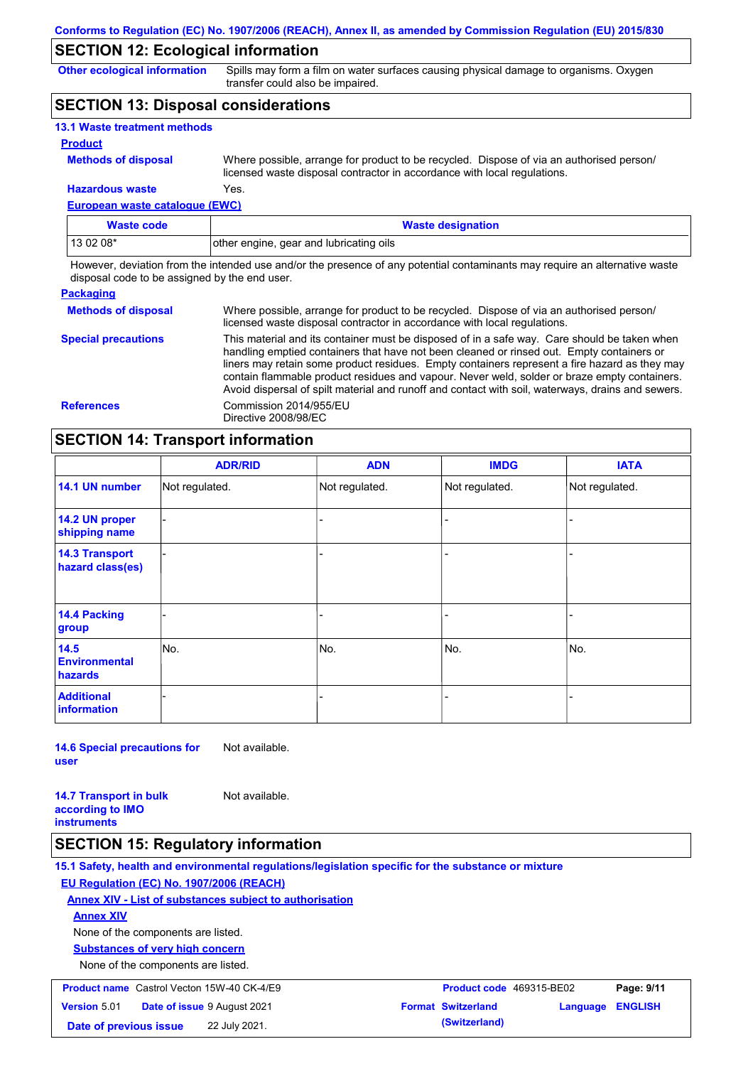## SECTION 12: Ecological information

**Other ecological information** Spills may form a film on water surfaces causing physical damage to organisms. Oxygen transfer could also be impaired.

## SECTION 13: Disposal considerations

### 13.1 Waste treatment methods

**Product**

**Methods of disposal** Where possible, arrange for product to be recycled. Dispose of via an authorised person/ licensed waste disposal contractor in accordance with local regulations.

**Hazardous waste** Yes.

**European waste catalogue (EWC)**

| Waste code | Waste designation |
|---|---|
| 13 02 08* | other engine, gear and lubricating oils |

However, deviation from the intended use and/or the presence of any potential contaminants may require an alternative waste disposal code to be assigned by the end user.

**Packaging**

**Methods of disposal** Where possible, arrange for product to be recycled. Dispose of via an authorised person/ licensed waste disposal contractor in accordance with local regulations.

**Special precautions** This material and its container must be disposed of in a safe way. Care should be taken when handling emptied containers that have not been cleaned or rinsed out. Empty containers or liners may retain some product residues. Empty containers represent a fire hazard as they may contain flammable product residues and vapour. Never weld, solder or braze empty containers. Avoid dispersal of spilt material and runoff and contact with soil, waterways, drains and sewers.

**References** Commission 2014/955/EU
Directive 2008/98/EC

## SECTION 14: Transport information

| | ADR/RID | ADN | IMDG | IATA |
|---|---|---|---|---|
| 14.1 UN number | Not regulated. | Not regulated. | Not regulated. | Not regulated. |
| 14.2 UN proper shipping name | - | - | - | - |
| 14.3 Transport hazard class(es) | - | - | - | - |
| 14.4 Packing group | - | - | - | - |
| 14.5 Environmental hazards | No. | No. | No. | No. |
| Additional information | - | - | - | - |

**14.6 Special precautions for user** Not available.

**14.7 Transport in bulk according to IMO instruments** Not available.

## SECTION 15: Regulatory information

### 15.1 Safety, health and environmental regulations/legislation specific for the substance or mixture

**EU Regulation (EC) No. 1907/2006 (REACH)**

**Annex XIV - List of substances subject to authorisation**

**Annex XIV**

None of the components are listed.

**Substances of very high concern**

None of the components are listed.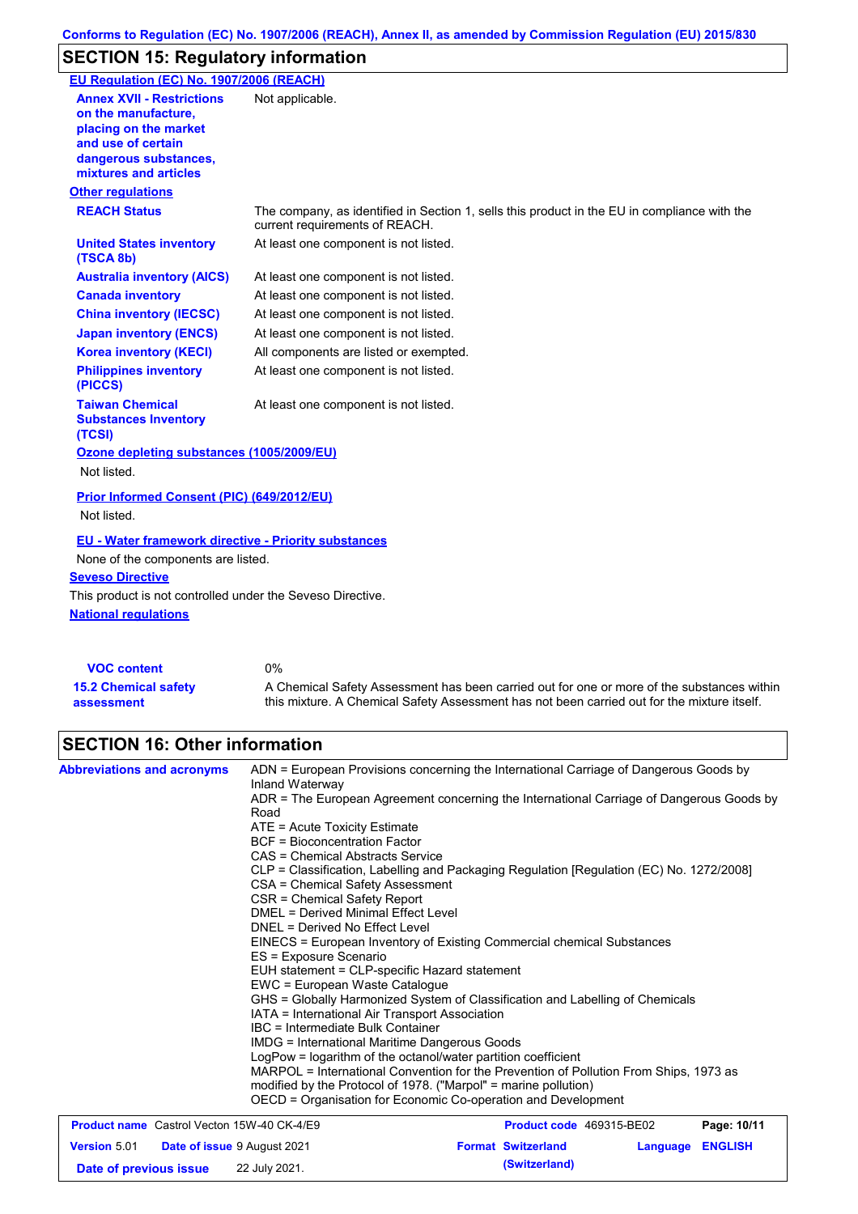## SECTION 15: Regulatory information

**EU Regulation (EC) No. 1907/2006 (REACH)**

| | |
|---|---|
| **Annex XVII - Restrictions on the manufacture, placing on the market and use of certain dangerous substances, mixtures and articles** | Not applicable. |

**Other regulations**

| | |
|---|---|
| **REACH Status** | The company, as identified in Section 1, sells this product in the EU in compliance with the current requirements of REACH. |
| **United States inventory (TSCA 8b)** | At least one component is not listed. |
| **Australia inventory (AICS)** | At least one component is not listed. |
| **Canada inventory** | At least one component is not listed. |
| **China inventory (IECSC)** | At least one component is not listed. |
| **Japan inventory (ENCS)** | At least one component is not listed. |
| **Korea inventory (KECI)** | All components are listed or exempted. |
| **Philippines inventory (PICCS)** | At least one component is not listed. |
| **Taiwan Chemical Substances Inventory (TCSI)** | At least one component is not listed. |

**Ozone depleting substances (1005/2009/EU)**

Not listed.

**Prior Informed Consent (PIC) (649/2012/EU)**

Not listed.

**EU - Water framework directive - Priority substances**

None of the components are listed.

**Seveso Directive**

This product is not controlled under the Seveso Directive.

**National regulations**

| | |
|---|---|
| **VOC content** | 0% |
| **15.2 Chemical safety assessment** | A Chemical Safety Assessment has been carried out for one or more of the substances within this mixture. A Chemical Safety Assessment has not been carried out for the mixture itself. |

## SECTION 16: Other information

**Abbreviations and acronyms**

ADN = European Provisions concerning the International Carriage of Dangerous Goods by Inland Waterway
ADR = The European Agreement concerning the International Carriage of Dangerous Goods by Road
ATE = Acute Toxicity Estimate
BCF = Bioconcentration Factor
CAS = Chemical Abstracts Service
CLP = Classification, Labelling and Packaging Regulation [Regulation (EC) No. 1272/2008]
CSA = Chemical Safety Assessment
CSR = Chemical Safety Report
DMEL = Derived Minimal Effect Level
DNEL = Derived No Effect Level
EINECS = European Inventory of Existing Commercial chemical Substances
ES = Exposure Scenario
EUH statement = CLP-specific Hazard statement
EWC = European Waste Catalogue
GHS = Globally Harmonized System of Classification and Labelling of Chemicals
IATA = International Air Transport Association
IBC = Intermediate Bulk Container
IMDG = International Maritime Dangerous Goods
LogPow = logarithm of the octanol/water partition coefficient
MARPOL = International Convention for the Prevention of Pollution From Ships, 1973 as modified by the Protocol of 1978. ("Marpol" = marine pollution)
OECD = Organisation for Economic Co-operation and Development

| | | | |
|---|---|---|---|
| **Product name** Castrol Vecton 15W-40 CK-4/E9 | | **Product code** 469315-BE02 | |
| **Version** 5.01 | **Date of issue** 9 August 2021 | **Format** Switzerland (Switzerland) | **Language** ENGLISH |
| **Date of previous issue** | 22 July 2021. | | |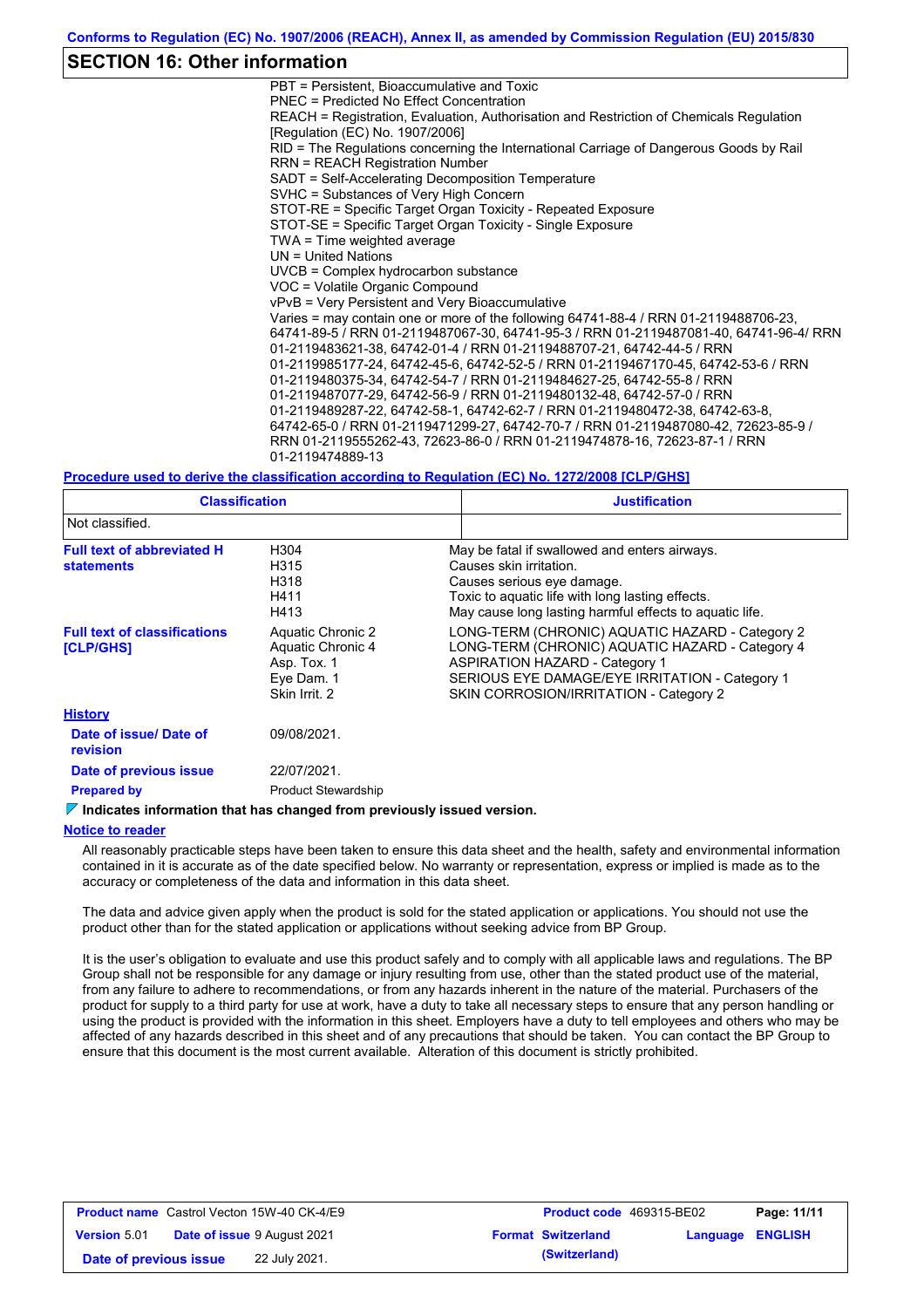## SECTION 16: Other information

PBT = Persistent, Bioaccumulative and Toxic
PNEC = Predicted No Effect Concentration
REACH = Registration, Evaluation, Authorisation and Restriction of Chemicals Regulation [Regulation (EC) No. 1907/2006]
RID = The Regulations concerning the International Carriage of Dangerous Goods by Rail
RRN = REACH Registration Number
SADT = Self-Accelerating Decomposition Temperature
SVHC = Substances of Very High Concern
STOT-RE = Specific Target Organ Toxicity - Repeated Exposure
STOT-SE = Specific Target Organ Toxicity - Single Exposure
TWA = Time weighted average
UN = United Nations
UVCB = Complex hydrocarbon substance
VOC = Volatile Organic Compound
vPvB = Very Persistent and Very Bioaccumulative
Varies = may contain one or more of the following 64741-88-4 / RRN 01-2119488706-23, 64741-89-5 / RRN 01-2119487067-30, 64741-95-3 / RRN 01-2119487081-40, 64741-96-4/ RRN 01-2119483621-38, 64742-01-4 / RRN 01-2119488707-21, 64742-44-5 / RRN 01-2119985177-24, 64742-45-6, 64742-52-5 / RRN 01-2119467170-45, 64742-53-6 / RRN 01-2119480375-34, 64742-54-7 / RRN 01-2119484627-25, 64742-55-8 / RRN 01-2119487077-29, 64742-56-9 / RRN 01-2119480132-48, 64742-57-0 / RRN 01-2119489287-22, 64742-58-1, 64742-62-7 / RRN 01-2119480472-38, 64742-63-8, 64742-65-0 / RRN 01-2119471299-27, 64742-70-7 / RRN 01-2119487080-42, 72623-85-9 / RRN 01-2119555262-43, 72623-86-0 / RRN 01-2119474878-16, 72623-87-1 / RRN 01-2119474889-13

**Procedure used to derive the classification according to Regulation (EC) No. 1272/2008 [CLP/GHS]**

| Classification | Justification |
|---|---|
| Not classified. | |

**Full text of abbreviated H statements**

| | |
|---|---|
| H304 | May be fatal if swallowed and enters airways. |
| H315 | Causes skin irritation. |
| H318 | Causes serious eye damage. |
| H411 | Toxic to aquatic life with long lasting effects. |
| H413 | May cause long lasting harmful effects to aquatic life. |

**Full text of classifications [CLP/GHS]**

| | |
|---|---|
| Aquatic Chronic 2 | LONG-TERM (CHRONIC) AQUATIC HAZARD - Category 2 |
| Aquatic Chronic 4 | LONG-TERM (CHRONIC) AQUATIC HAZARD - Category 4 |
| Asp. Tox. 1 | ASPIRATION HAZARD - Category 1 |
| Eye Dam. 1 | SERIOUS EYE DAMAGE/EYE IRRITATION - Category 1 |
| Skin Irrit. 2 | SKIN CORROSION/IRRITATION - Category 2 |

**History**

**Date of issue/ Date of revision** 09/08/2021.

**Date of previous issue** 22/07/2021.

**Prepared by** Product Stewardship

**Indicates information that has changed from previously issued version.**

**Notice to reader**

All reasonably practicable steps have been taken to ensure this data sheet and the health, safety and environmental information contained in it is accurate as of the date specified below. No warranty or representation, express or implied is made as to the accuracy or completeness of the data and information in this data sheet.

The data and advice given apply when the product is sold for the stated application or applications. You should not use the product other than for the stated application or applications without seeking advice from BP Group.

It is the user's obligation to evaluate and use this product safely and to comply with all applicable laws and regulations. The BP Group shall not be responsible for any damage or injury resulting from use, other than the stated product use of the material, from any failure to adhere to recommendations, or from any hazards inherent in the nature of the material. Purchasers of the product for supply to a third party for use at work, have a duty to take all necessary steps to ensure that any person handling or using the product is provided with the information in this sheet. Employers have a duty to tell employees and others who may be affected of any hazards described in this sheet and of any precautions that should be taken. You can contact the BP Group to ensure that this document is the most current available. Alteration of this document is strictly prohibited.